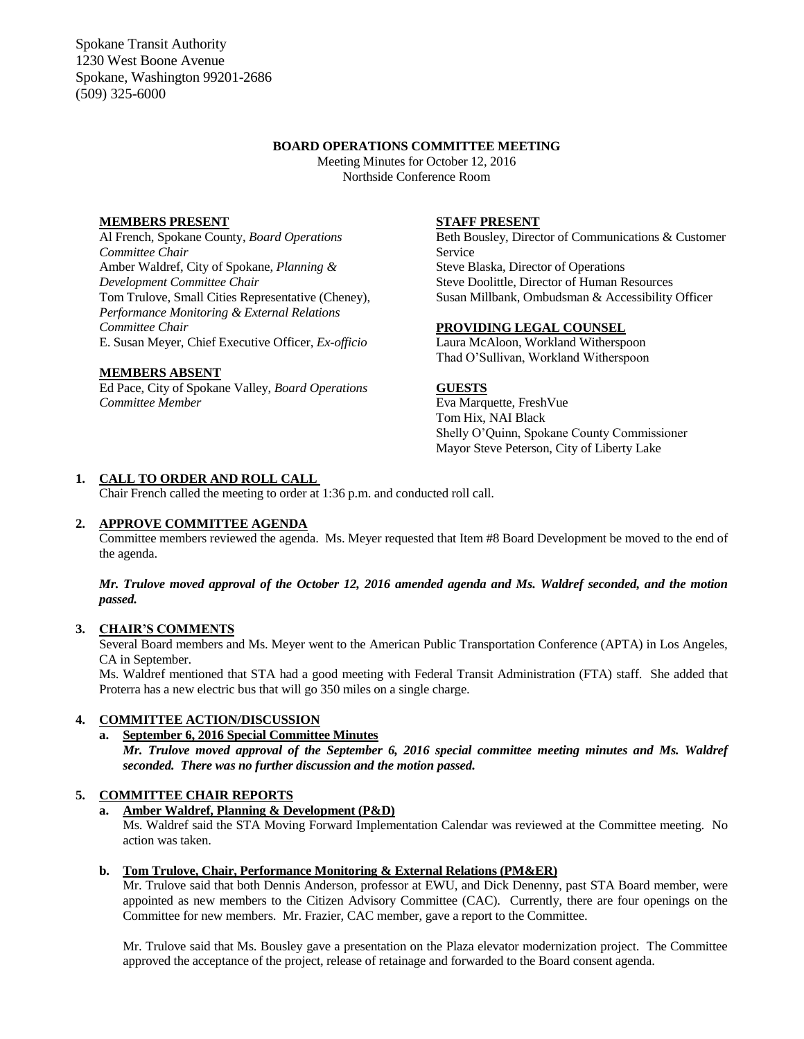Spokane Transit Authority
1230 West Boone Avenue
Spokane, Washington 99201-2686
(509) 325-6000

**BOARD OPERATIONS COMMITTEE MEETING**

Meeting Minutes for October 12, 2016
Northside Conference Room

**MEMBERS PRESENT**

Al French, Spokane County, *Board Operations Committee Chair*
Amber Waldref, City of Spokane, *Planning & Development Committee Chair*
Tom Trulove, Small Cities Representative (Cheney), *Performance Monitoring & External Relations Committee Chair*
E. Susan Meyer, Chief Executive Officer, *Ex-officio*

**MEMBERS ABSENT**

Ed Pace, City of Spokane Valley, *Board Operations Committee Member*

**STAFF PRESENT**

Beth Bousley, Director of Communications & Customer Service
Steve Blaska, Director of Operations
Steve Doolittle, Director of Human Resources
Susan Millbank, Ombudsman & Accessibility Officer

**PROVIDING LEGAL COUNSEL**

Laura McAloon, Workland Witherspoon
Thad O'Sullivan, Workland Witherspoon

**GUESTS**

Eva Marquette, FreshVue
Tom Hix, NAI Black
Shelly O'Quinn, Spokane County Commissioner
Mayor Steve Peterson, City of Liberty Lake

**1. CALL TO ORDER AND ROLL CALL**

Chair French called the meeting to order at 1:36 p.m. and conducted roll call.

**2. APPROVE COMMITTEE AGENDA**

Committee members reviewed the agenda. Ms. Meyer requested that Item #8 Board Development be moved to the end of the agenda.

***Mr. Trulove moved approval of the October 12, 2016 amended agenda and Ms. Waldref seconded, and the motion passed.***

**3. CHAIR'S COMMENTS**

Several Board members and Ms. Meyer went to the American Public Transportation Conference (APTA) in Los Angeles, CA in September.

Ms. Waldref mentioned that STA had a good meeting with Federal Transit Administration (FTA) staff. She added that Proterra has a new electric bus that will go 350 miles on a single charge.

**4. COMMITTEE ACTION/DISCUSSION**

**a. September 6, 2016 Special Committee Minutes**

***Mr. Trulove moved approval of the September 6, 2016 special committee meeting minutes and Ms. Waldref seconded. There was no further discussion and the motion passed.***

**5. COMMITTEE CHAIR REPORTS**

**a. Amber Waldref, Planning & Development (P&D)**

Ms. Waldref said the STA Moving Forward Implementation Calendar was reviewed at the Committee meeting. No action was taken.

**b. Tom Trulove, Chair, Performance Monitoring & External Relations (PM&ER)**

Mr. Trulove said that both Dennis Anderson, professor at EWU, and Dick Denenny, past STA Board member, were appointed as new members to the Citizen Advisory Committee (CAC). Currently, there are four openings on the Committee for new members. Mr. Frazier, CAC member, gave a report to the Committee.

Mr. Trulove said that Ms. Bousley gave a presentation on the Plaza elevator modernization project. The Committee approved the acceptance of the project, release of retainage and forwarded to the Board consent agenda.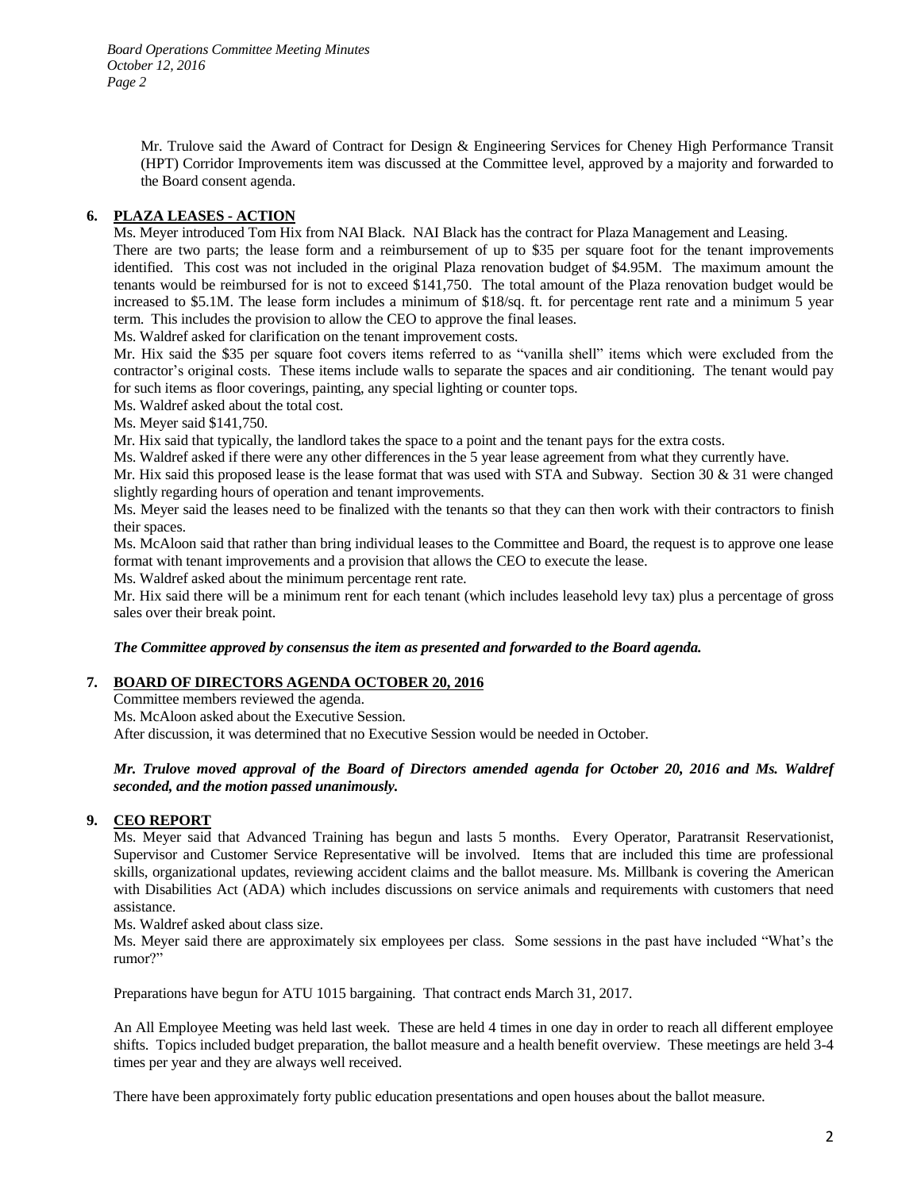Mr. Trulove said the Award of Contract for Design & Engineering Services for Cheney High Performance Transit (HPT) Corridor Improvements item was discussed at the Committee level, approved by a majority and forwarded to the Board consent agenda.

## 6. PLAZA LEASES - ACTION

Ms. Meyer introduced Tom Hix from NAI Black. NAI Black has the contract for Plaza Management and Leasing.

There are two parts; the lease form and a reimbursement of up to $35 per square foot for the tenant improvements identified. This cost was not included in the original Plaza renovation budget of $4.95M. The maximum amount the tenants would be reimbursed for is not to exceed $141,750. The total amount of the Plaza renovation budget would be increased to $5.1M. The lease form includes a minimum of $18/sq. ft. for percentage rent rate and a minimum 5 year term. This includes the provision to allow the CEO to approve the final leases.

Ms. Waldref asked for clarification on the tenant improvement costs.

Mr. Hix said the $35 per square foot covers items referred to as "vanilla shell" items which were excluded from the contractor's original costs. These items include walls to separate the spaces and air conditioning. The tenant would pay for such items as floor coverings, painting, any special lighting or counter tops.

Ms. Waldref asked about the total cost.

Ms. Meyer said $141,750.

Mr. Hix said that typically, the landlord takes the space to a point and the tenant pays for the extra costs.

Ms. Waldref asked if there were any other differences in the 5 year lease agreement from what they currently have.

Mr. Hix said this proposed lease is the lease format that was used with STA and Subway. Section 30 & 31 were changed slightly regarding hours of operation and tenant improvements.

Ms. Meyer said the leases need to be finalized with the tenants so that they can then work with their contractors to finish their spaces.

Ms. McAloon said that rather than bring individual leases to the Committee and Board, the request is to approve one lease format with tenant improvements and a provision that allows the CEO to execute the lease.

Ms. Waldref asked about the minimum percentage rent rate.

Mr. Hix said there will be a minimum rent for each tenant (which includes leasehold levy tax) plus a percentage of gross sales over their break point.

***The Committee approved by consensus the item as presented and forwarded to the Board agenda.***

## 7. BOARD OF DIRECTORS AGENDA OCTOBER 20, 2016

Committee members reviewed the agenda.

Ms. McAloon asked about the Executive Session.

After discussion, it was determined that no Executive Session would be needed in October.

***Mr. Trulove moved approval of the Board of Directors amended agenda for October 20, 2016 and Ms. Waldref seconded, and the motion passed unanimously.***

## 9. CEO REPORT

Ms. Meyer said that Advanced Training has begun and lasts 5 months. Every Operator, Paratransit Reservationist, Supervisor and Customer Service Representative will be involved. Items that are included this time are professional skills, organizational updates, reviewing accident claims and the ballot measure. Ms. Millbank is covering the American with Disabilities Act (ADA) which includes discussions on service animals and requirements with customers that need assistance.

Ms. Waldref asked about class size.

Ms. Meyer said there are approximately six employees per class. Some sessions in the past have included "What's the rumor?"

Preparations have begun for ATU 1015 bargaining. That contract ends March 31, 2017.

An All Employee Meeting was held last week. These are held 4 times in one day in order to reach all different employee shifts. Topics included budget preparation, the ballot measure and a health benefit overview. These meetings are held 3-4 times per year and they are always well received.

There have been approximately forty public education presentations and open houses about the ballot measure.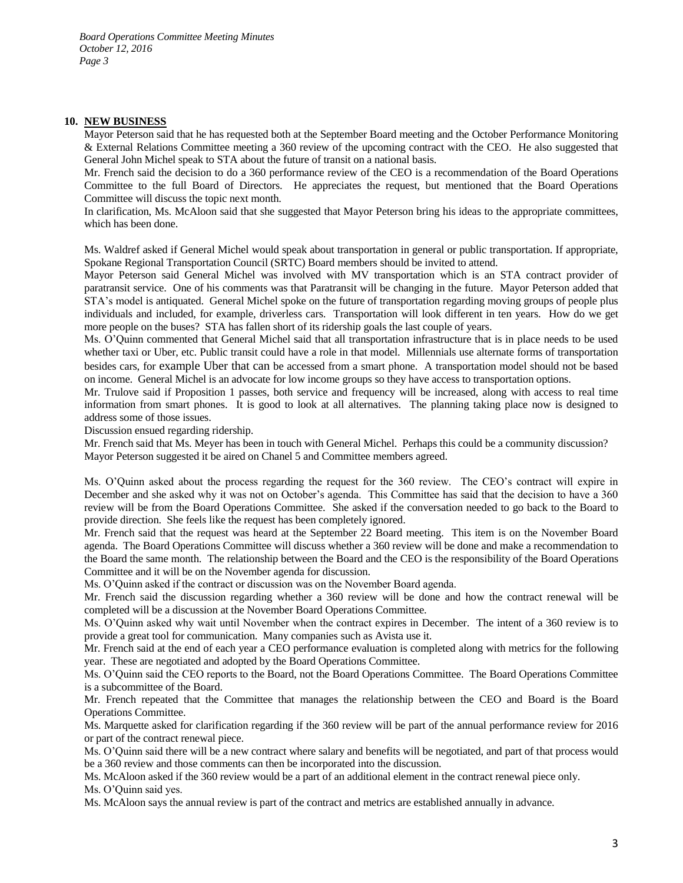**10. NEW BUSINESS**

Mayor Peterson said that he has requested both at the September Board meeting and the October Performance Monitoring & External Relations Committee meeting a 360 review of the upcoming contract with the CEO. He also suggested that General John Michel speak to STA about the future of transit on a national basis.

Mr. French said the decision to do a 360 performance review of the CEO is a recommendation of the Board Operations Committee to the full Board of Directors. He appreciates the request, but mentioned that the Board Operations Committee will discuss the topic next month.

In clarification, Ms. McAloon said that she suggested that Mayor Peterson bring his ideas to the appropriate committees, which has been done.

Ms. Waldref asked if General Michel would speak about transportation in general or public transportation. If appropriate, Spokane Regional Transportation Council (SRTC) Board members should be invited to attend.

Mayor Peterson said General Michel was involved with MV transportation which is an STA contract provider of paratransit service. One of his comments was that Paratransit will be changing in the future. Mayor Peterson added that STA's model is antiquated. General Michel spoke on the future of transportation regarding moving groups of people plus individuals and included, for example, driverless cars. Transportation will look different in ten years. How do we get more people on the buses? STA has fallen short of its ridership goals the last couple of years.

Ms. O'Quinn commented that General Michel said that all transportation infrastructure that is in place needs to be used whether taxi or Uber, etc. Public transit could have a role in that model. Millennials use alternate forms of transportation besides cars, for example Uber that can be accessed from a smart phone. A transportation model should not be based on income. General Michel is an advocate for low income groups so they have access to transportation options.

Mr. Trulove said if Proposition 1 passes, both service and frequency will be increased, along with access to real time information from smart phones. It is good to look at all alternatives. The planning taking place now is designed to address some of those issues.

Discussion ensued regarding ridership.

Mr. French said that Ms. Meyer has been in touch with General Michel. Perhaps this could be a community discussion?

Mayor Peterson suggested it be aired on Chanel 5 and Committee members agreed.

Ms. O'Quinn asked about the process regarding the request for the 360 review. The CEO's contract will expire in December and she asked why it was not on October's agenda. This Committee has said that the decision to have a 360 review will be from the Board Operations Committee. She asked if the conversation needed to go back to the Board to provide direction. She feels like the request has been completely ignored.

Mr. French said that the request was heard at the September 22 Board meeting. This item is on the November Board agenda. The Board Operations Committee will discuss whether a 360 review will be done and make a recommendation to the Board the same month. The relationship between the Board and the CEO is the responsibility of the Board Operations Committee and it will be on the November agenda for discussion.

Ms. O'Quinn asked if the contract or discussion was on the November Board agenda.

Mr. French said the discussion regarding whether a 360 review will be done and how the contract renewal will be completed will be a discussion at the November Board Operations Committee.

Ms. O'Quinn asked why wait until November when the contract expires in December. The intent of a 360 review is to provide a great tool for communication. Many companies such as Avista use it.

Mr. French said at the end of each year a CEO performance evaluation is completed along with metrics for the following year. These are negotiated and adopted by the Board Operations Committee.

Ms. O'Quinn said the CEO reports to the Board, not the Board Operations Committee. The Board Operations Committee is a subcommittee of the Board.

Mr. French repeated that the Committee that manages the relationship between the CEO and Board is the Board Operations Committee.

Ms. Marquette asked for clarification regarding if the 360 review will be part of the annual performance review for 2016 or part of the contract renewal piece.

Ms. O'Quinn said there will be a new contract where salary and benefits will be negotiated, and part of that process would be a 360 review and those comments can then be incorporated into the discussion.

Ms. McAloon asked if the 360 review would be a part of an additional element in the contract renewal piece only.

Ms. O'Quinn said yes.

Ms. McAloon says the annual review is part of the contract and metrics are established annually in advance.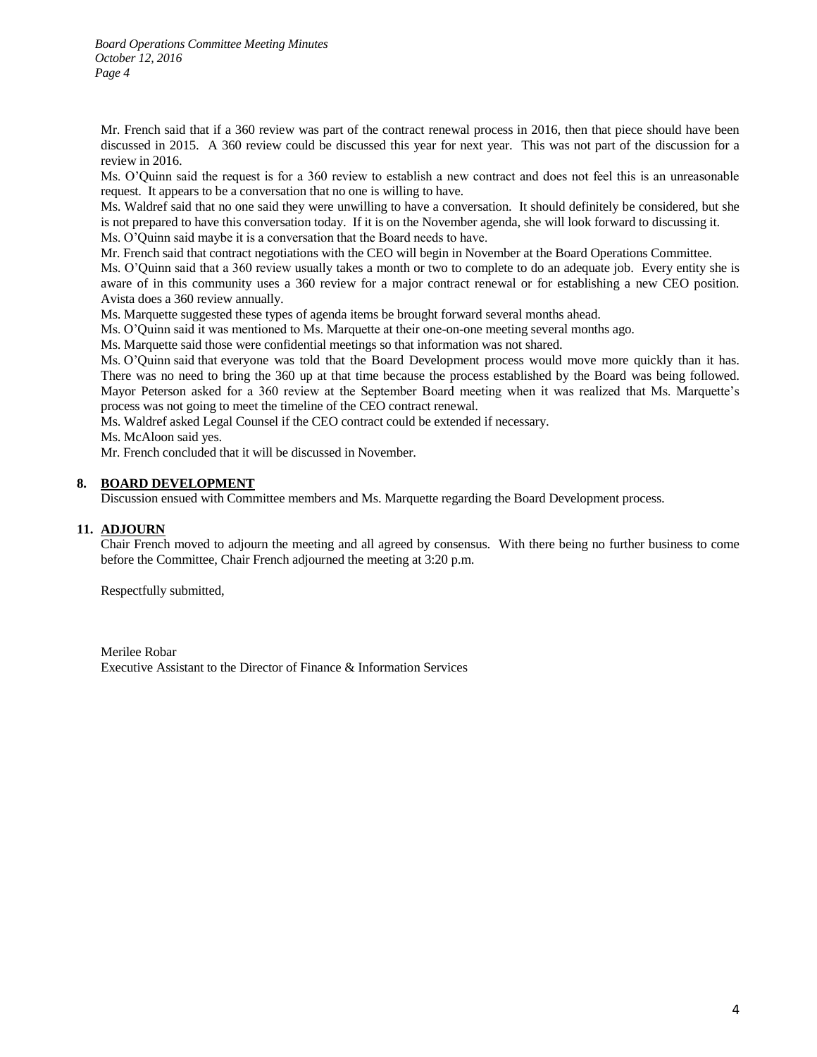Mr. French said that if a 360 review was part of the contract renewal process in 2016, then that piece should have been discussed in 2015. A 360 review could be discussed this year for next year. This was not part of the discussion for a review in 2016.

Ms. O'Quinn said the request is for a 360 review to establish a new contract and does not feel this is an unreasonable request. It appears to be a conversation that no one is willing to have.

Ms. Waldref said that no one said they were unwilling to have a conversation. It should definitely be considered, but she is not prepared to have this conversation today. If it is on the November agenda, she will look forward to discussing it.

Ms. O'Quinn said maybe it is a conversation that the Board needs to have.

Mr. French said that contract negotiations with the CEO will begin in November at the Board Operations Committee.

Ms. O'Quinn said that a 360 review usually takes a month or two to complete to do an adequate job. Every entity she is aware of in this community uses a 360 review for a major contract renewal or for establishing a new CEO position. Avista does a 360 review annually.

Ms. Marquette suggested these types of agenda items be brought forward several months ahead.

Ms. O'Quinn said it was mentioned to Ms. Marquette at their one-on-one meeting several months ago.

Ms. Marquette said those were confidential meetings so that information was not shared.

Ms. O'Quinn said that everyone was told that the Board Development process would move more quickly than it has. There was no need to bring the 360 up at that time because the process established by the Board was being followed. Mayor Peterson asked for a 360 review at the September Board meeting when it was realized that Ms. Marquette's process was not going to meet the timeline of the CEO contract renewal.

Ms. Waldref asked Legal Counsel if the CEO contract could be extended if necessary.

Ms. McAloon said yes.

Mr. French concluded that it will be discussed in November.

**8. BOARD DEVELOPMENT**

Discussion ensued with Committee members and Ms. Marquette regarding the Board Development process.

**11. ADJOURN**

Chair French moved to adjourn the meeting and all agreed by consensus. With there being no further business to come before the Committee, Chair French adjourned the meeting at 3:20 p.m.

Respectfully submitted,

Merilee Robar
Executive Assistant to the Director of Finance & Information Services